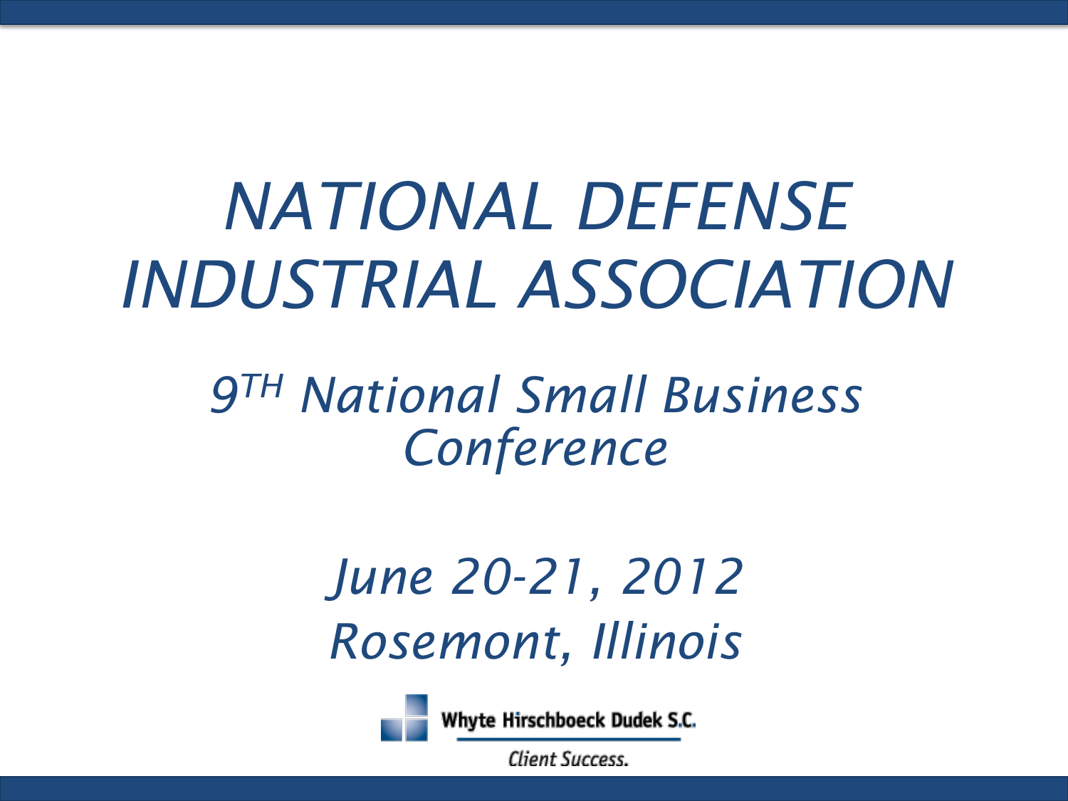# *NATIONAL DEFENSE INDUSTRIAL ASSOCIATION*

## *9TH National Small Business Conference*

*June 20-21, 2012*

*Rosemont, Illinois*

Whyte Hirschboeck Dudek S.C.

*Client Success.*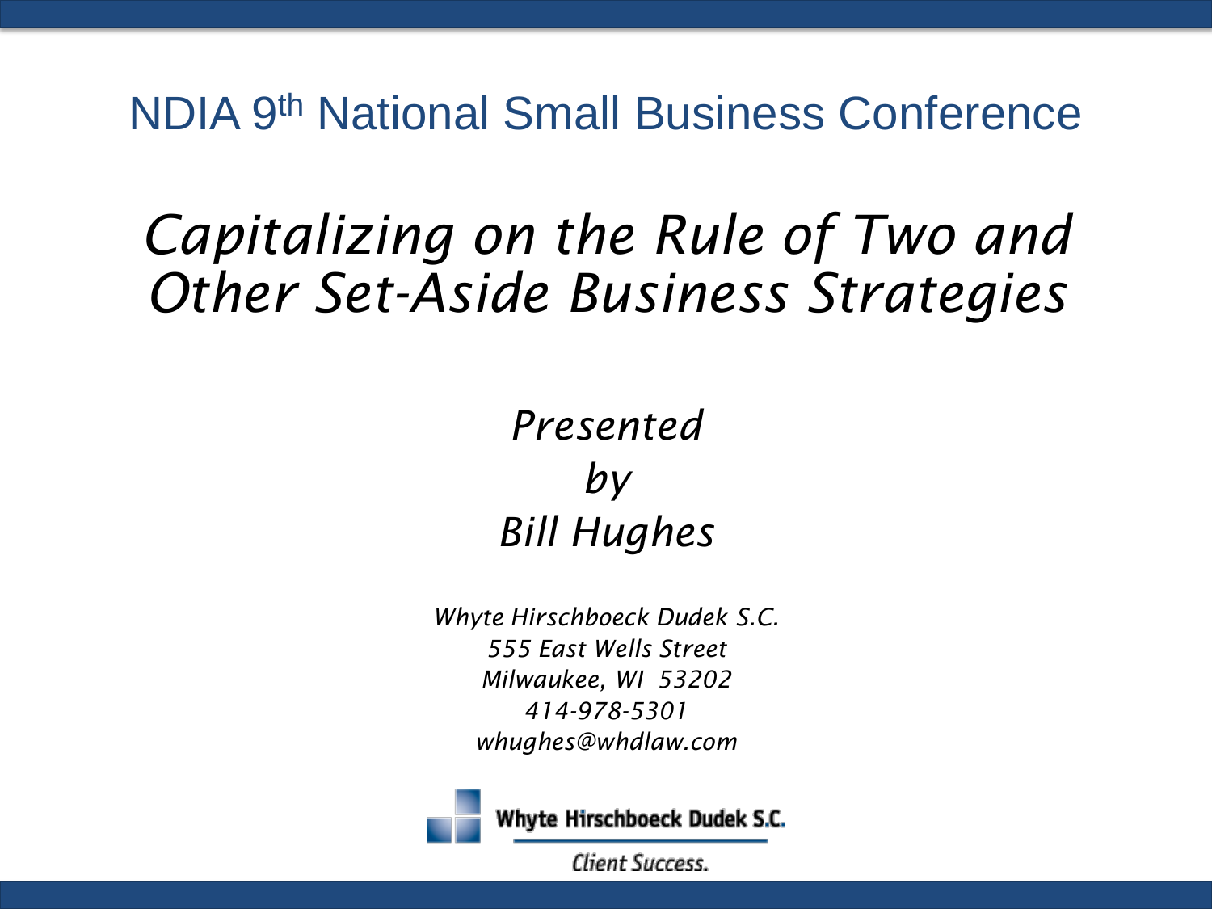NDIA 9th National Small Business Conference

# *Capitalizing on the Rule of Two and Other Set-Aside Business Strategies*

*Presented*
*by*
*Bill Hughes*

*Whyte Hirschboeck Dudek S.C.*
*555 East Wells Street*
*Milwaukee, WI 53202*
*414-978-5301*
*whughes@whdlaw.com*

Whyte Hirschboeck Dudek S.C.

Client Success.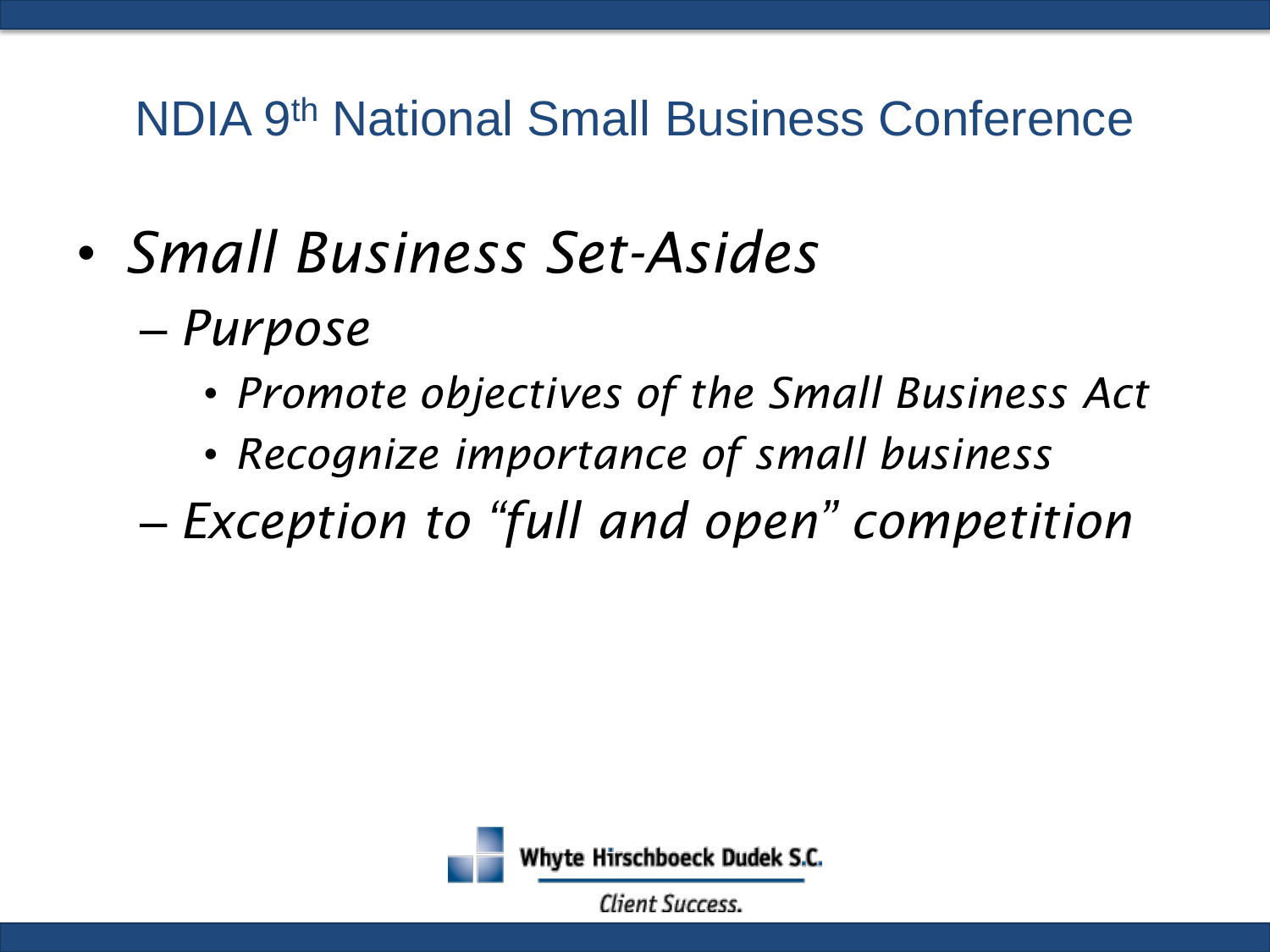## NDIA 9th National Small Business Conference

- *Small Business Set-Asides*
  - *Purpose*
    - *Promote objectives of the Small Business Act*
    - *Recognize importance of small business*
  - *Exception to "full and open" competition*

Whyte Hirschboeck Dudek S.C.

*Client Success.*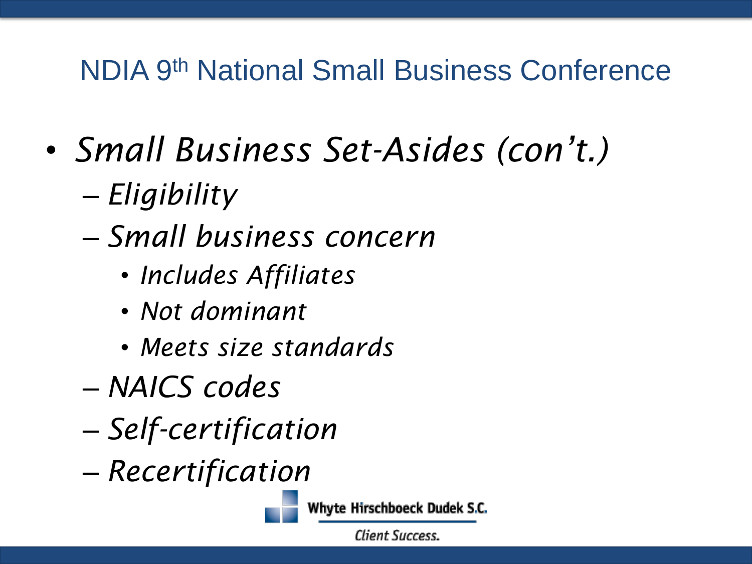## NDIA 9th National Small Business Conference

- *Small Business Set-Asides (con't.)*
  - *Eligibility*
  - *Small business concern*
    - *Includes Affiliates*
    - *Not dominant*
    - *Meets size standards*
  - *NAICS codes*
  - *Self-certification*
  - *Recertification*

Whyte Hirschboeck Dudek S.C.

*Client Success.*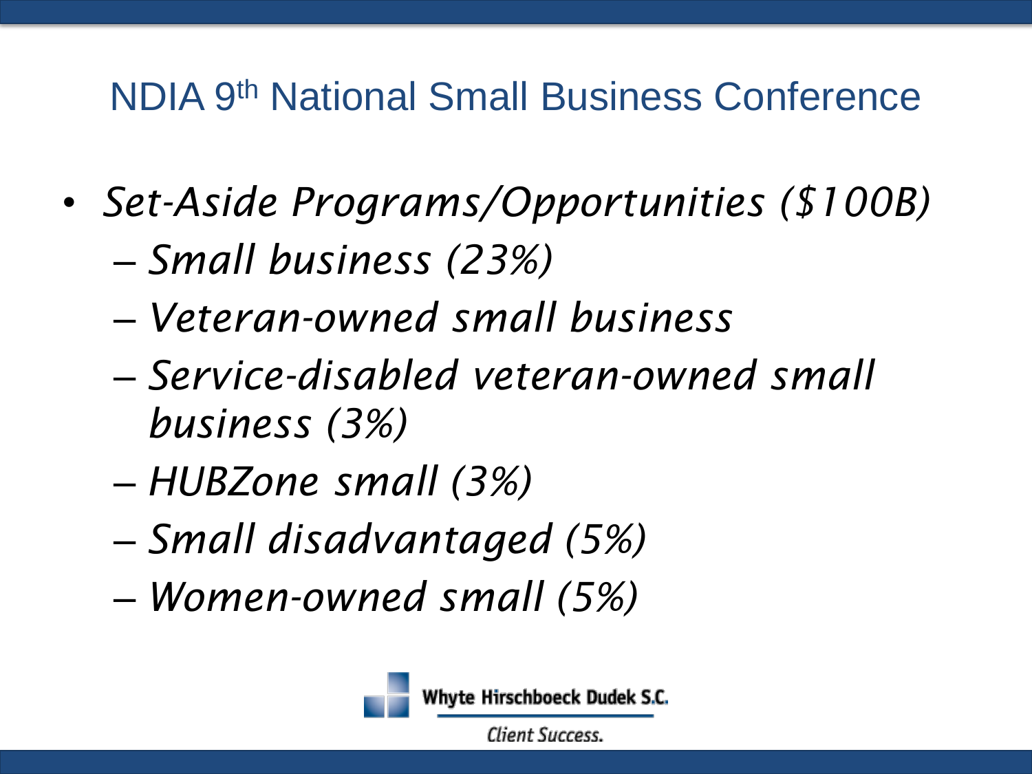## NDIA 9th National Small Business Conference

- *Set-Aside Programs/Opportunities ($100B)*
  - *Small business (23%)*
  - *Veteran-owned small business*
  - *Service-disabled veteran-owned small business (3%)*
  - *HUBZone small (3%)*
  - *Small disadvantaged (5%)*
  - *Women-owned small (5%)*

Whyte Hirschboeck Dudek S.C.

*Client Success.*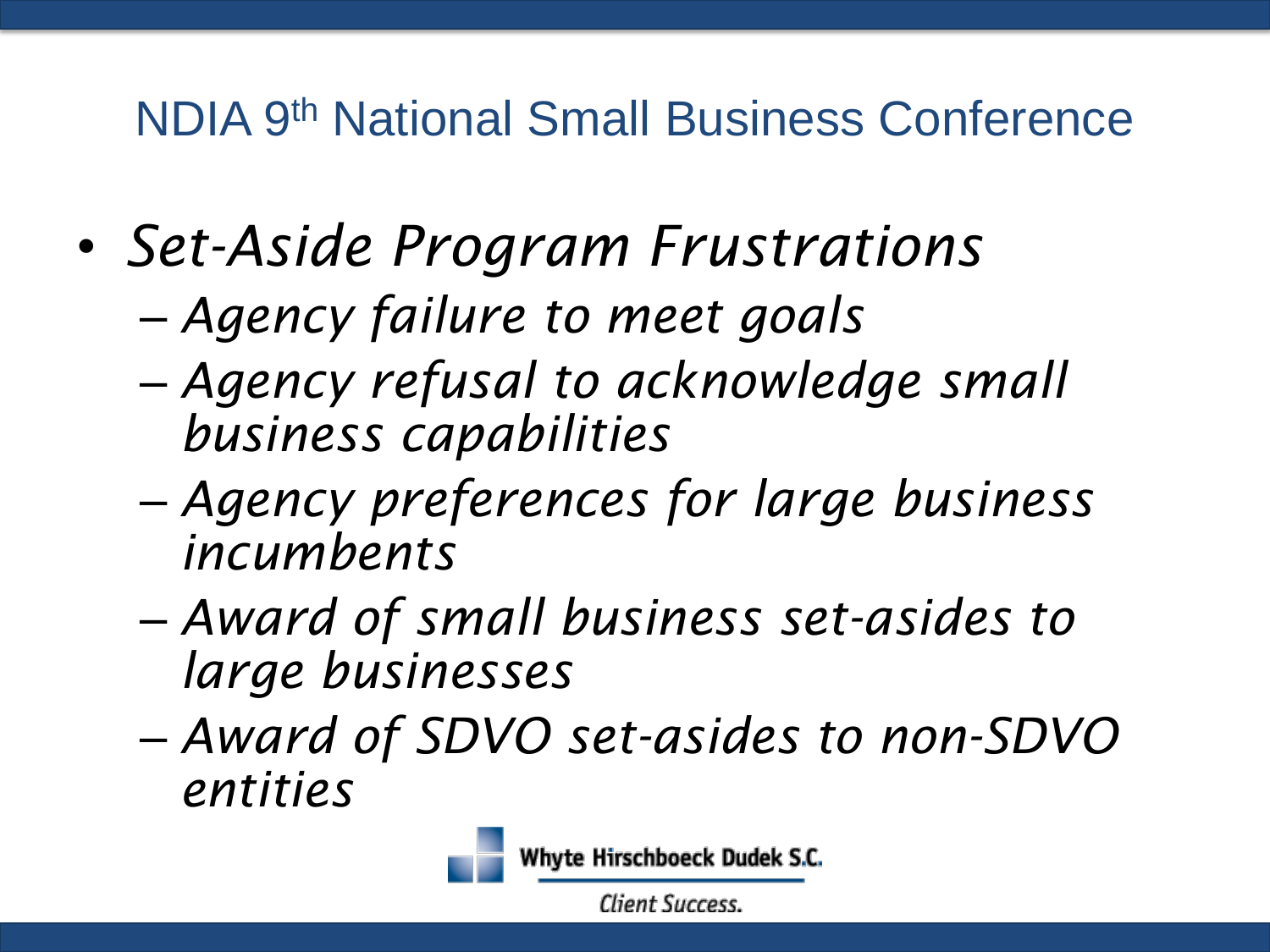## NDIA 9th National Small Business Conference

- *Set-Aside Program Frustrations*
  - *Agency failure to meet goals*
  - *Agency refusal to acknowledge small business capabilities*
  - *Agency preferences for large business incumbents*
  - *Award of small business set-asides to large businesses*
  - *Award of SDVO set-asides to non-SDVO entities*

Whyte Hirschboeck Dudek S.C.

*Client Success.*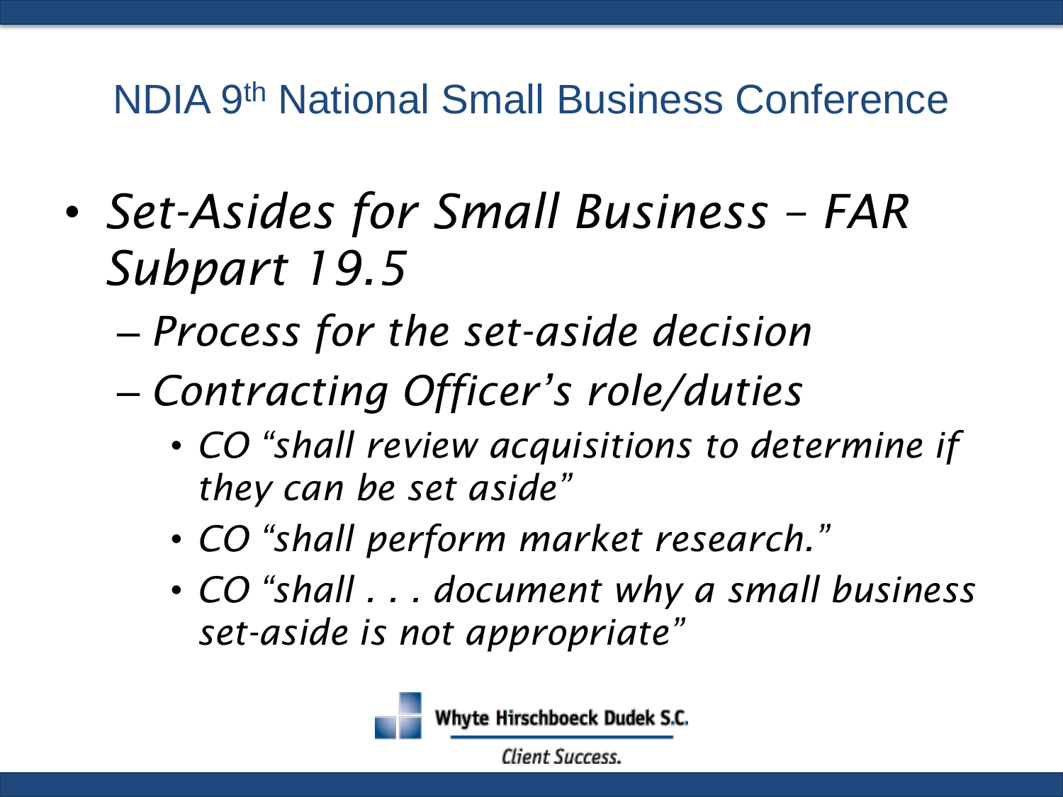## NDIA 9th National Small Business Conference

- *Set-Asides for Small Business – FAR Subpart 19.5*
  - *Process for the set-aside decision*
  - *Contracting Officer's role/duties*
    - *CO "shall review acquisitions to determine if they can be set aside"*
    - *CO "shall perform market research."*
    - *CO "shall . . . document why a small business set-aside is not appropriate"*

Whyte Hirschboeck Dudek S.C.

*Client Success.*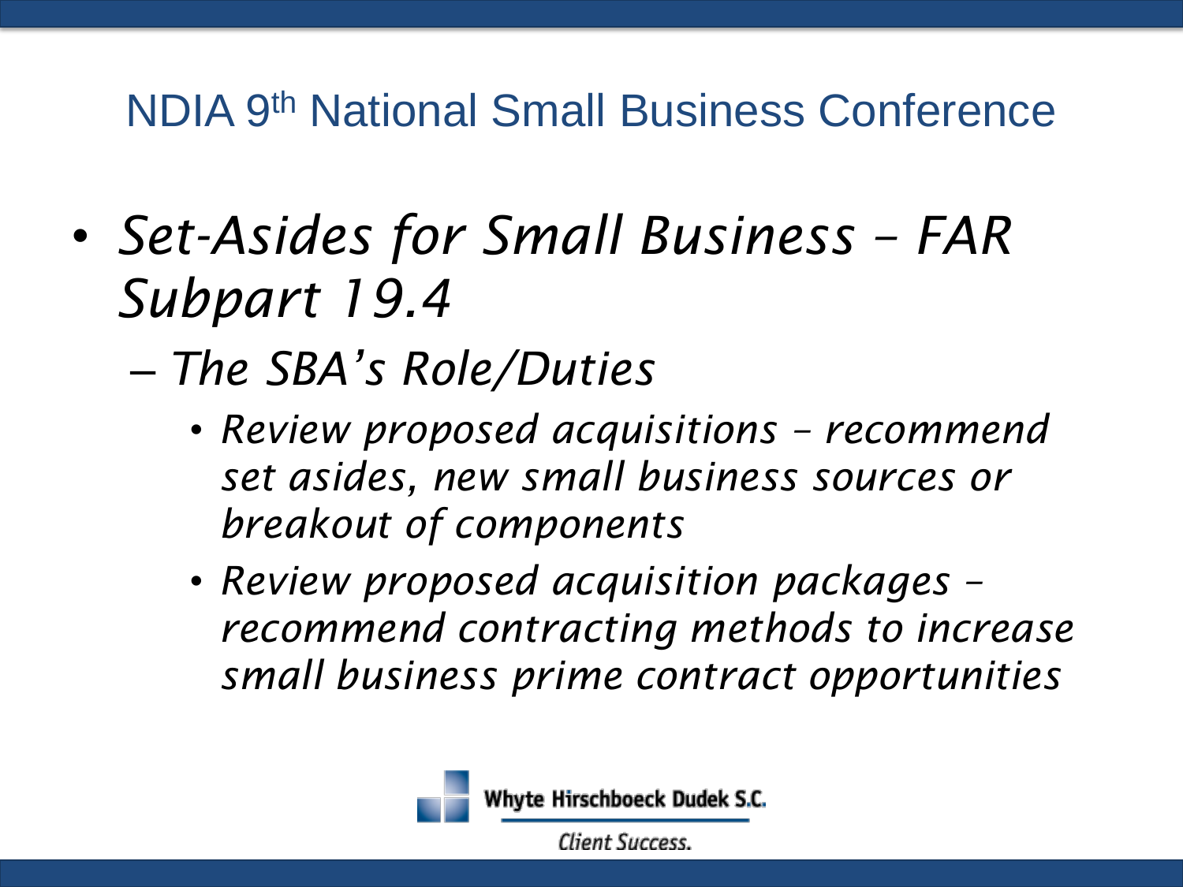## NDIA 9th National Small Business Conference

- *Set-Asides for Small Business – FAR Subpart 19.4*
  - *The SBA's Role/Duties*
    - *Review proposed acquisitions – recommend set asides, new small business sources or breakout of components*
    - *Review proposed acquisition packages – recommend contracting methods to increase small business prime contract opportunities*

Whyte Hirschboeck Dudek S.C.

*Client Success.*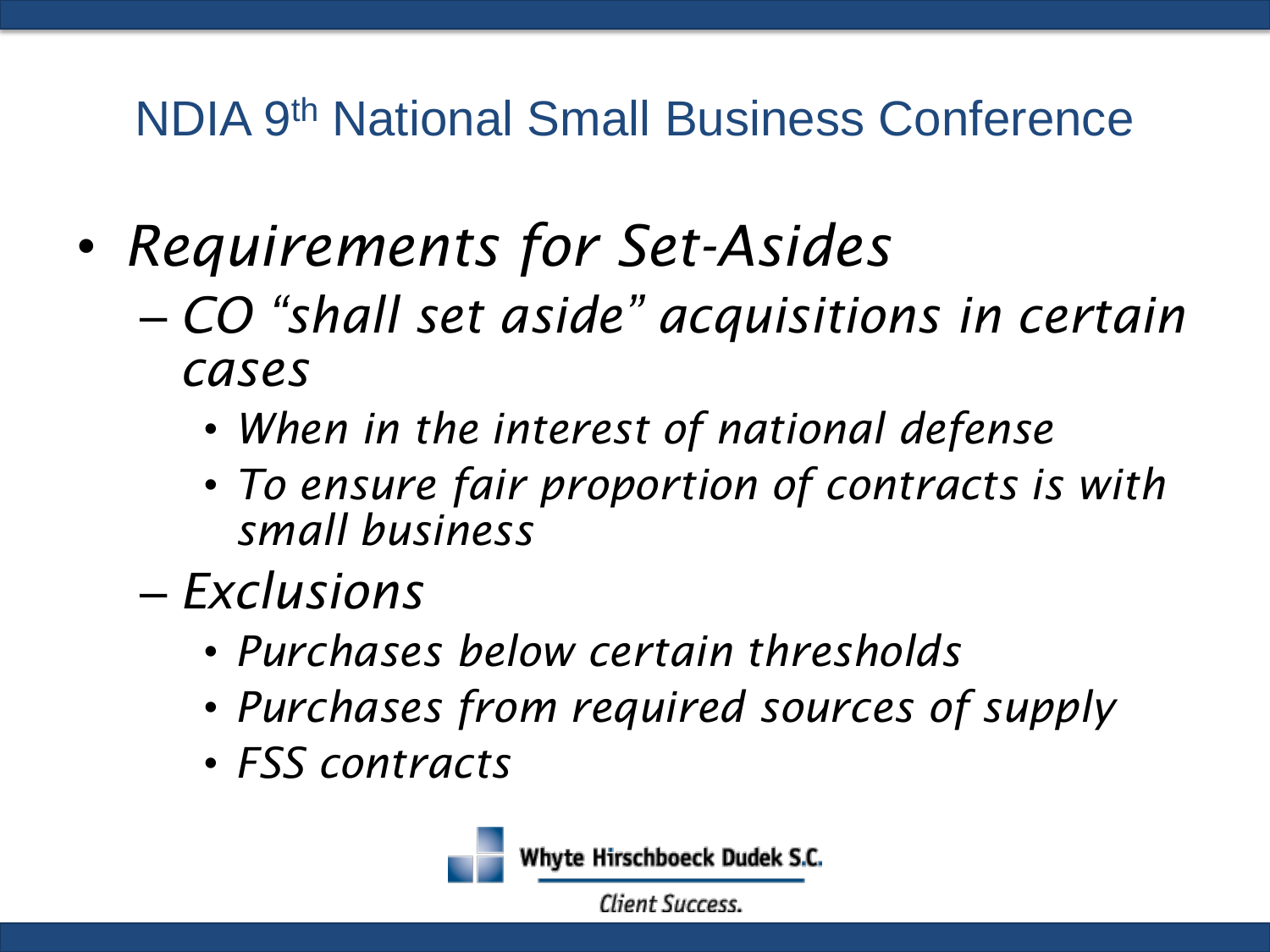## NDIA 9th National Small Business Conference

- *Requirements for Set-Asides*
  - *CO "shall set aside" acquisitions in certain cases*
    - *When in the interest of national defense*
    - *To ensure fair proportion of contracts is with small business*
  - *Exclusions*
    - *Purchases below certain thresholds*
    - *Purchases from required sources of supply*
    - *FSS contracts*

Whyte Hirschboeck Dudek S.C.

*Client Success.*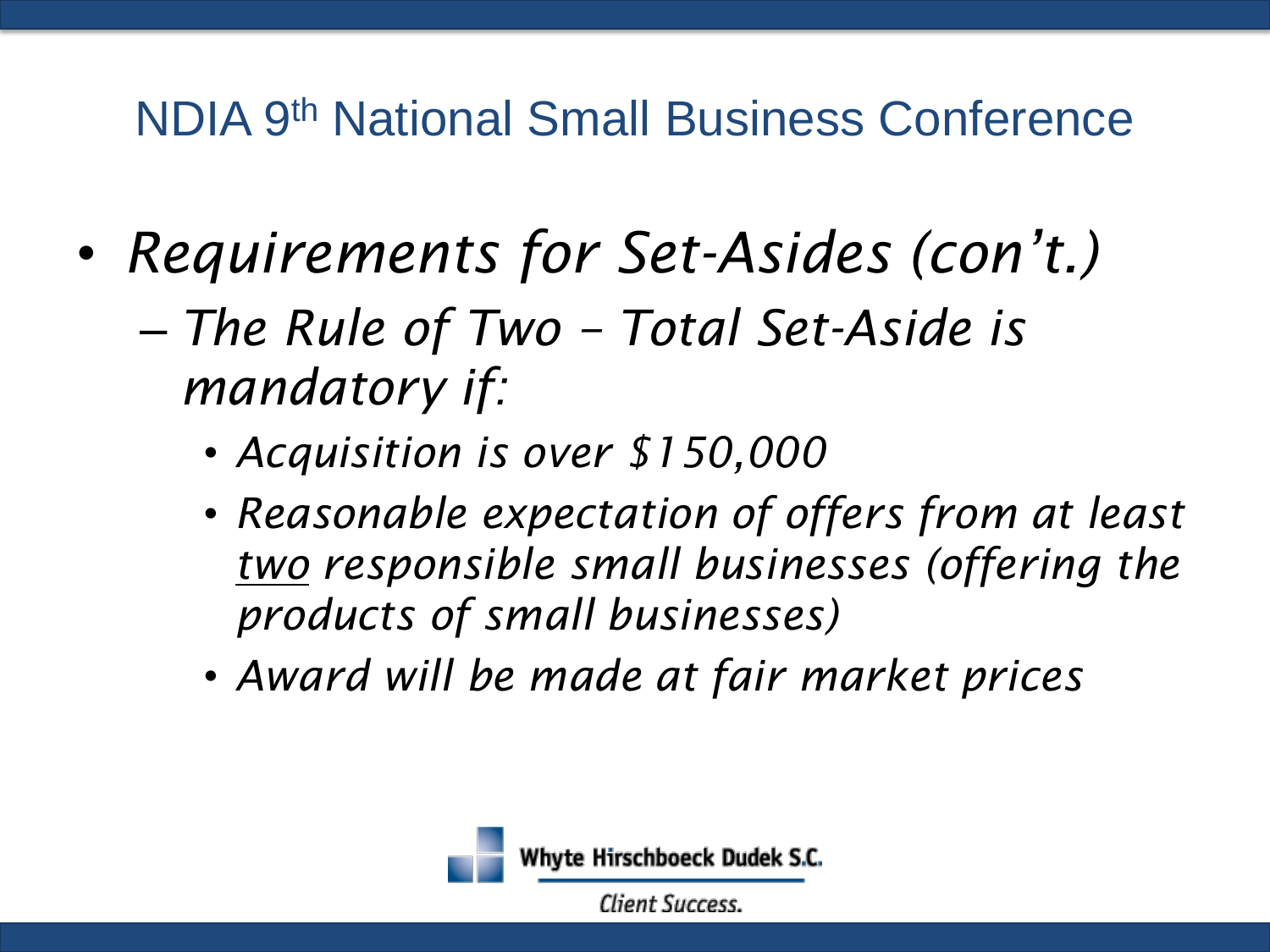## NDIA 9th National Small Business Conference

- *Requirements for Set-Asides (con't.)*
  - *The Rule of Two – Total Set-Aside is mandatory if:*
    - *Acquisition is over $150,000*
    - *Reasonable expectation of offers from at least <u>two</u> responsible small businesses (offering the products of small businesses)*
    - *Award will be made at fair market prices*

Whyte Hirschboeck Dudek S.C.

*Client Success.*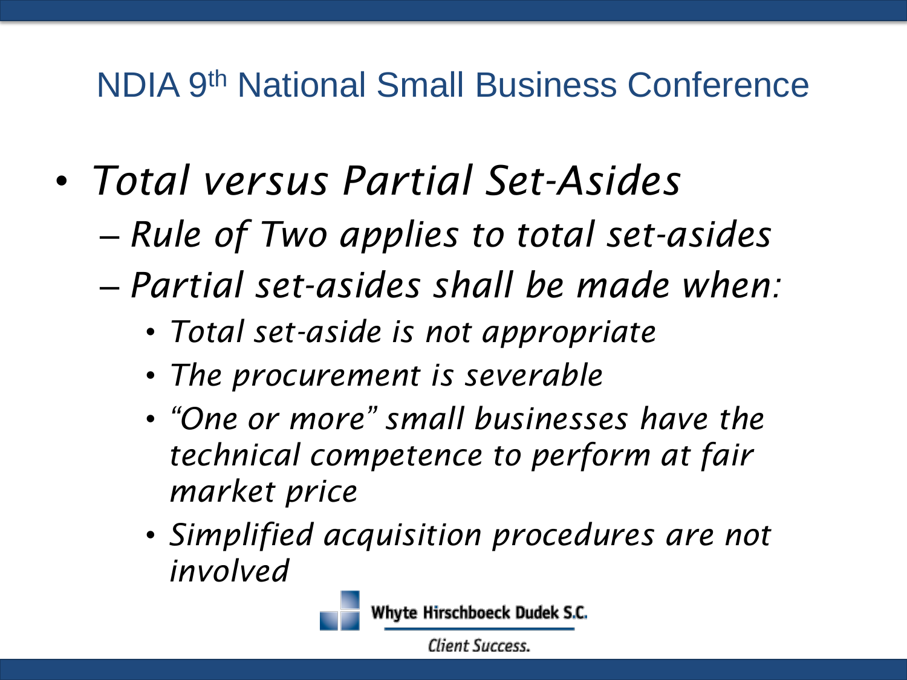## NDIA 9th National Small Business Conference

- *Total versus Partial Set-Asides*
  - *Rule of Two applies to total set-asides*
  - *Partial set-asides shall be made when:*
    - *Total set-aside is not appropriate*
    - *The procurement is severable*
    - *"One or more" small businesses have the technical competence to perform at fair market price*
    - *Simplified acquisition procedures are not involved*

Whyte Hirschboeck Dudek S.C.

*Client Success.*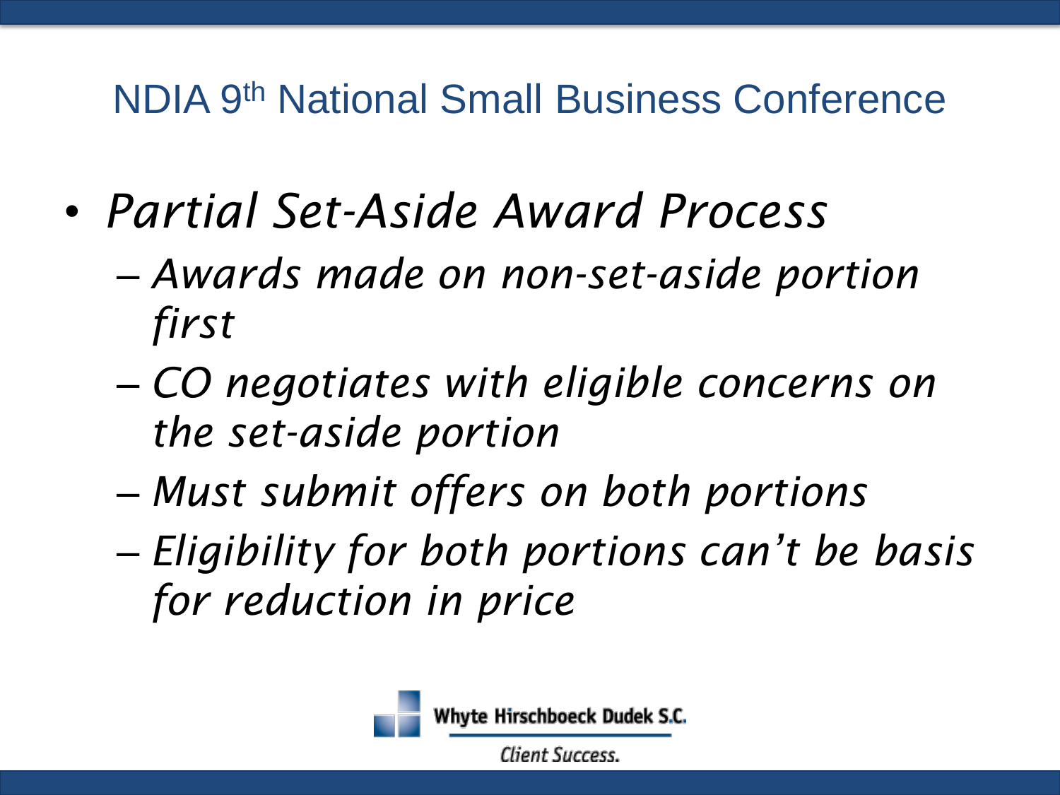- *Partial Set-Aside Award Process*
  - *Awards made on non-set-aside portion first*
  - *CO negotiates with eligible concerns on the set-aside portion*
  - *Must submit offers on both portions*
  - *Eligibility for both portions can't be basis for reduction in price*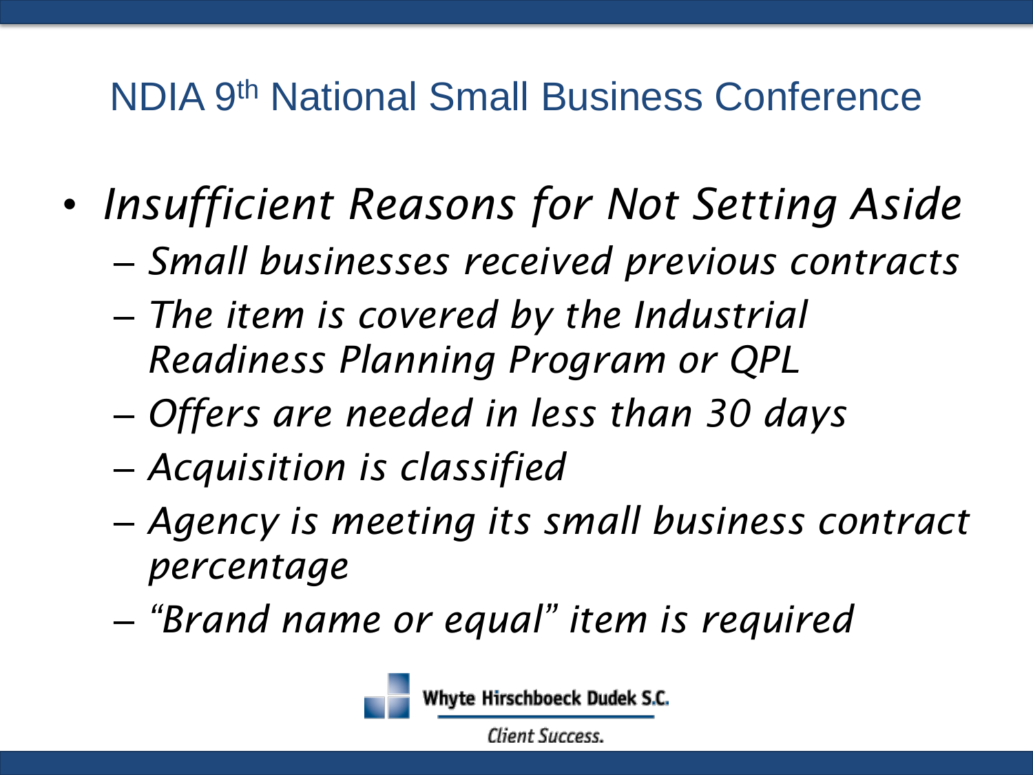- *Insufficient Reasons for Not Setting Aside*
  - *Small businesses received previous contracts*
  - *The item is covered by the Industrial Readiness Planning Program or QPL*
  - *Offers are needed in less than 30 days*
  - *Acquisition is classified*
  - *Agency is meeting its small business contract percentage*
  - *"Brand name or equal" item is required*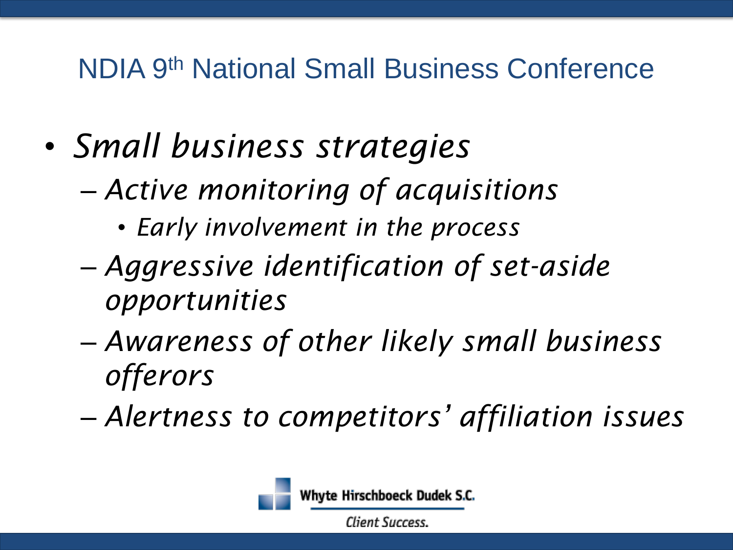# NDIA 9th National Small Business Conference

- *Small business strategies*
  - *Active monitoring of acquisitions*
    - *Early involvement in the process*
  - *Aggressive identification of set-aside opportunities*
  - *Awareness of other likely small business offerors*
  - *Alertness to competitors' affiliation issues*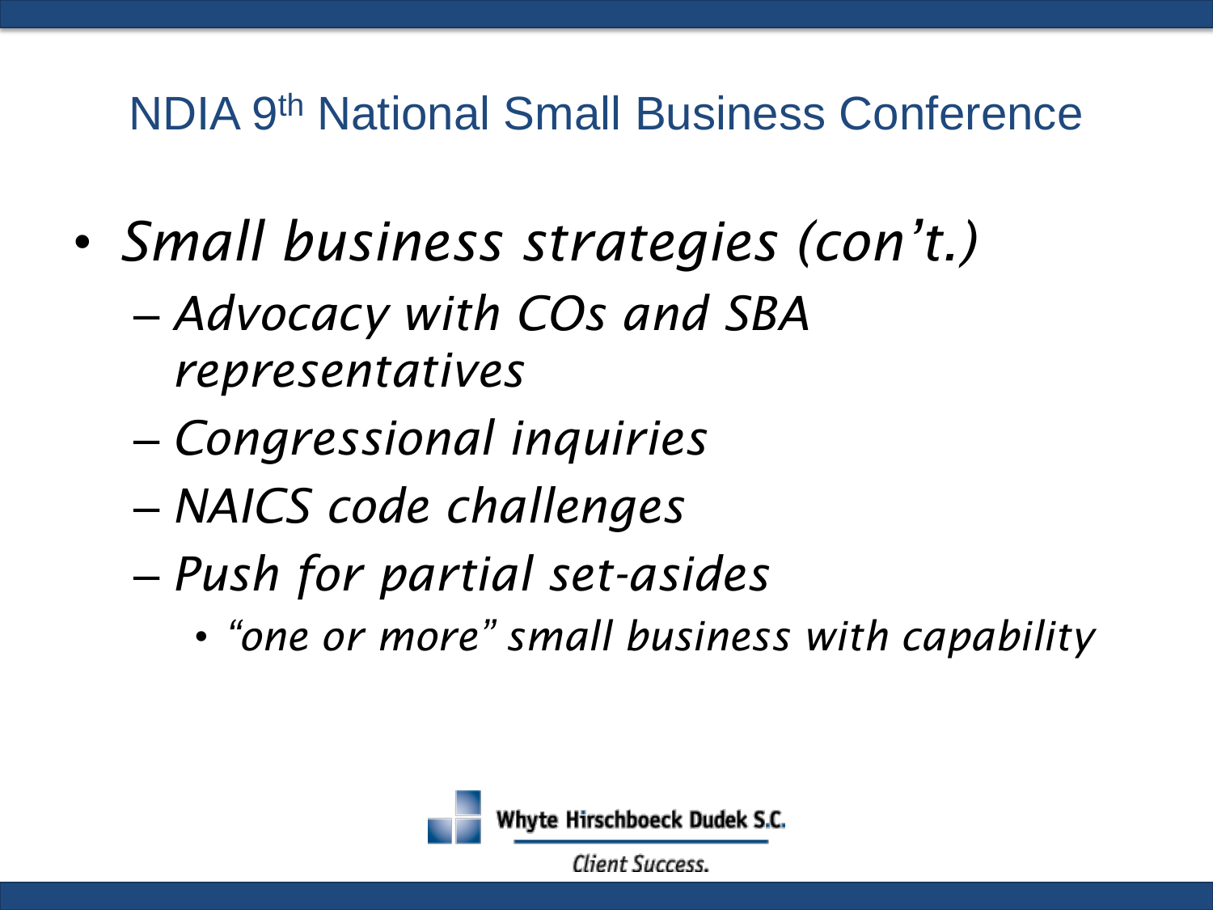## NDIA 9th National Small Business Conference

- *Small business strategies (con't.)*
  - *Advocacy with COs and SBA representatives*
  - *Congressional inquiries*
  - *NAICS code challenges*
  - *Push for partial set-asides*
    - *"one or more" small business with capability*

Whyte Hirschboeck Dudek S.C.

*Client Success.*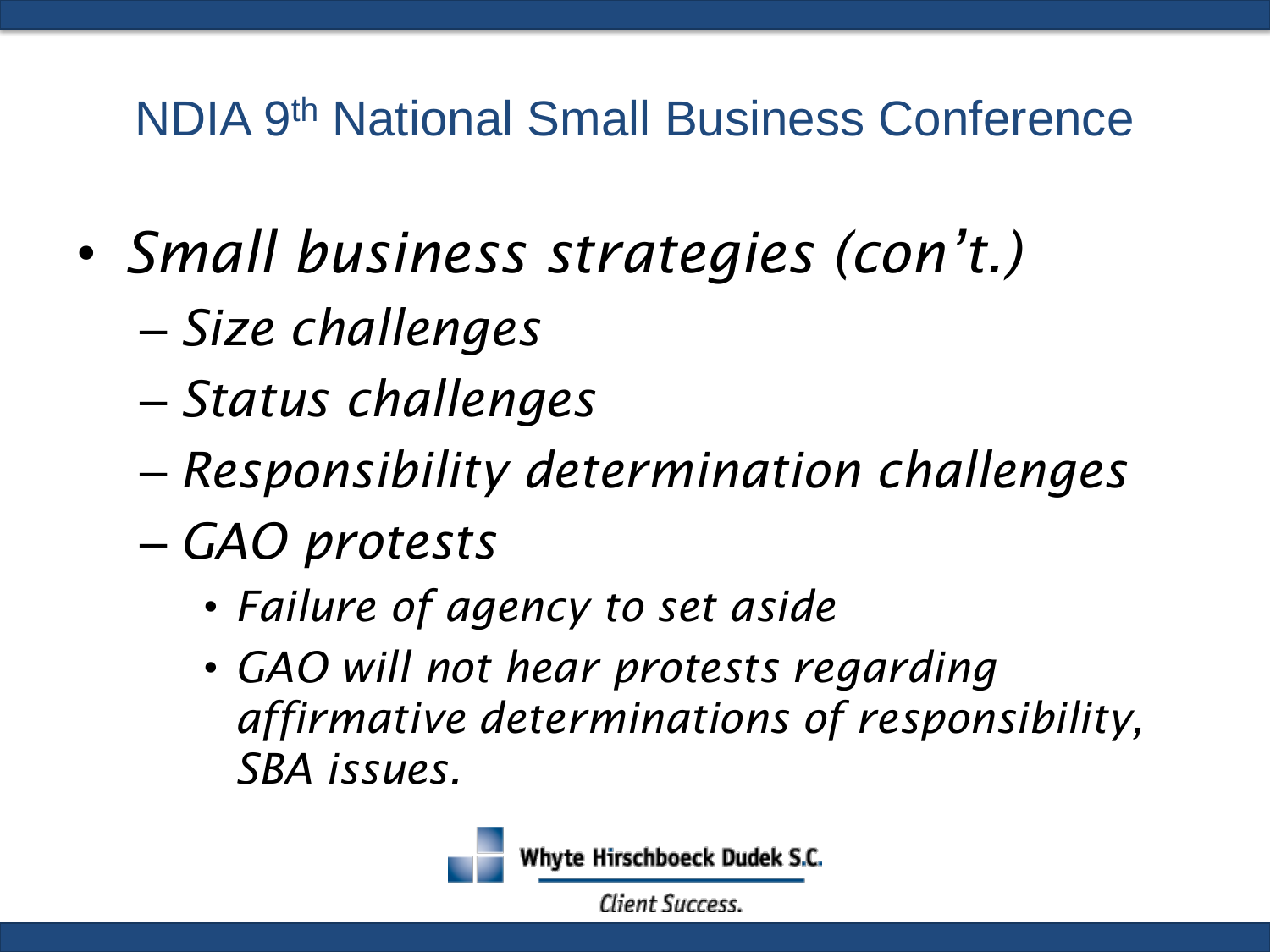## NDIA 9th National Small Business Conference

- *Small business strategies (con't.)*
  - *Size challenges*
  - *Status challenges*
  - *Responsibility determination challenges*
  - *GAO protests*
    - *Failure of agency to set aside*
    - *GAO will not hear protests regarding affirmative determinations of responsibility, SBA issues.*

Whyte Hirschboeck Dudek S.C.

*Client Success.*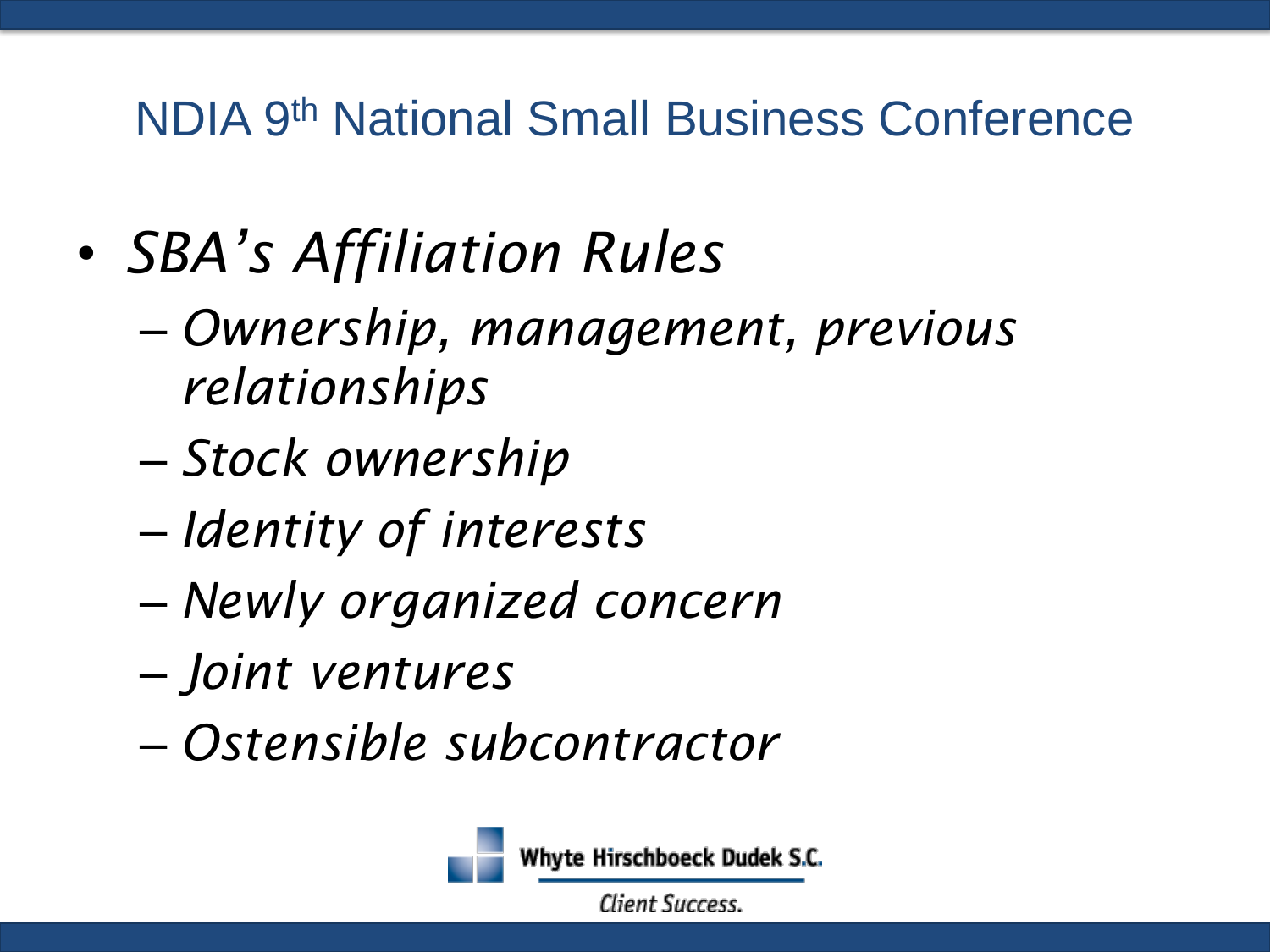## NDIA 9th National Small Business Conference

- *SBA's Affiliation Rules*
  - *Ownership, management, previous relationships*
  - *Stock ownership*
  - *Identity of interests*
  - *Newly organized concern*
  - *Joint ventures*
  - *Ostensible subcontractor*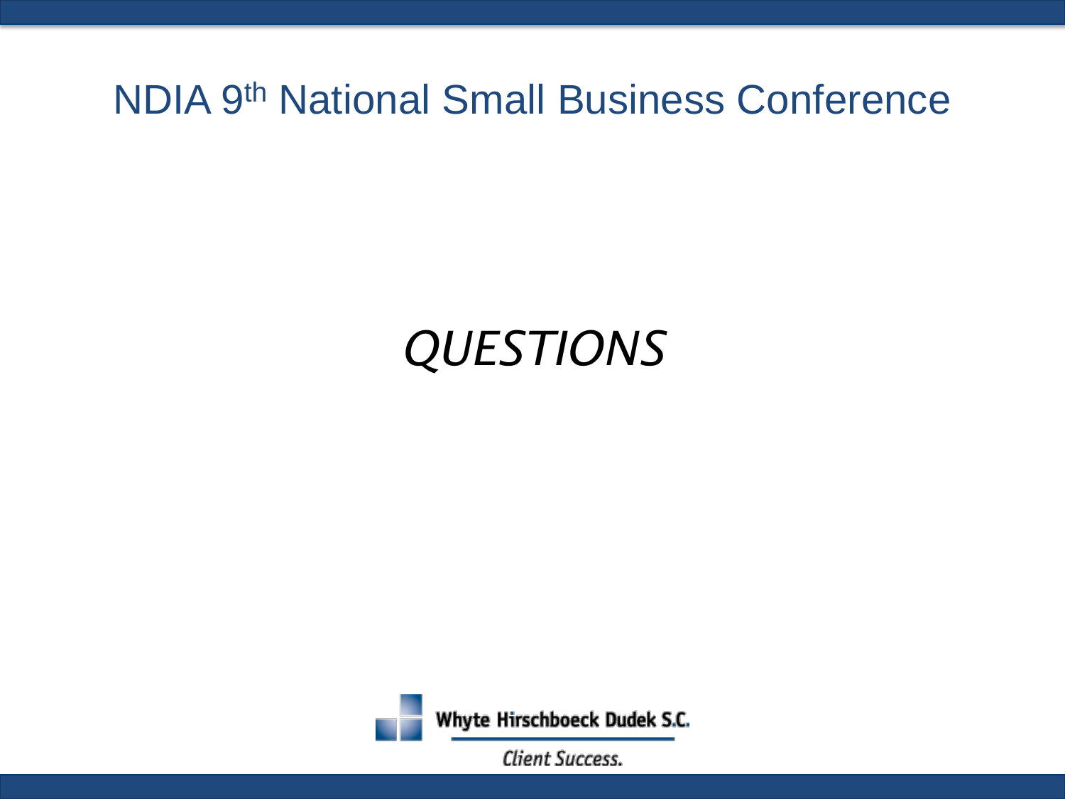# NDIA 9th National Small Business Conference

*QUESTIONS*

Whyte Hirschboeck Dudek S.C.

*Client Success.*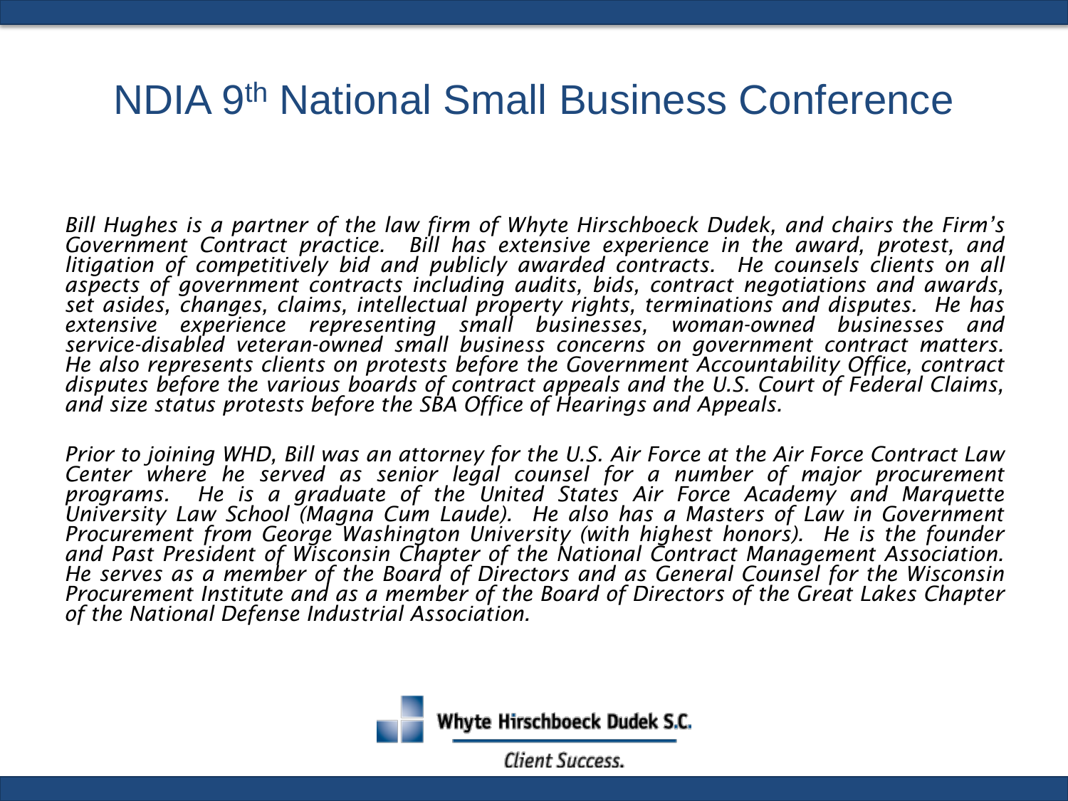# NDIA 9th National Small Business Conference

*Bill Hughes is a partner of the law firm of Whyte Hirschboeck Dudek, and chairs the Firm's Government Contract practice. Bill has extensive experience in the award, protest, and litigation of competitively bid and publicly awarded contracts. He counsels clients on all aspects of government contracts including audits, bids, contract negotiations and awards, set asides, changes, claims, intellectual property rights, terminations and disputes. He has extensive experience representing small businesses, woman-owned businesses and service-disabled veteran-owned small business concerns on government contract matters. He also represents clients on protests before the Government Accountability Office, contract disputes before the various boards of contract appeals and the U.S. Court of Federal Claims, and size status protests before the SBA Office of Hearings and Appeals.*

*Prior to joining WHD, Bill was an attorney for the U.S. Air Force at the Air Force Contract Law Center where he served as senior legal counsel for a number of major procurement programs. He is a graduate of the United States Air Force Academy and Marquette University Law School (Magna Cum Laude). He also has a Masters of Law in Government Procurement from George Washington University (with highest honors). He is the founder and Past President of Wisconsin Chapter of the National Contract Management Association. He serves as a member of the Board of Directors and as General Counsel for the Wisconsin Procurement Institute and as a member of the Board of Directors of the Great Lakes Chapter of the National Defense Industrial Association.*

Whyte Hirschboeck Dudek S.C.

*Client Success.*